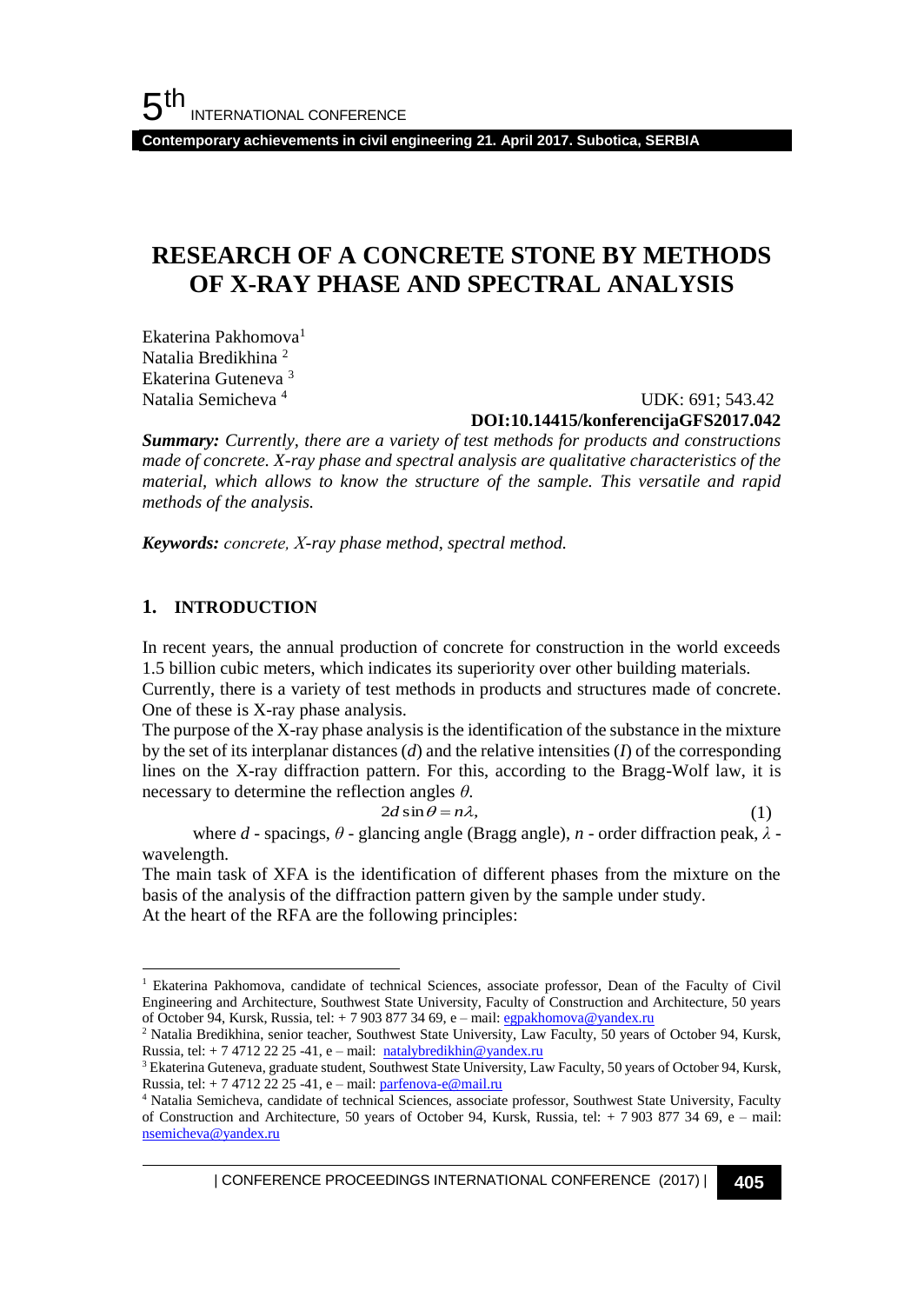# RESEARCH OF A CONCRETE STONE BY METHODS OF X-RAY PHASE AND SPECTRAL ANALYSIS

Ekaterina Pakhomova[1]
Natalia Bredikhina [2]
Ekaterina Guteneva [3]
Natalia Semicheva [4]

UDK: 691; 543.42
**DOI:10.14415/konferencijaGFS2017.042**

***Summary:*** *Currently, there are a variety of test methods for products and constructions made of concrete. X-ray phase and spectral analysis are qualitative characteristics of the material, which allows to know the structure of the sample. This versatile and rapid methods of the analysis.*

***Keywords:*** *concrete, X-ray phase method, spectral method.*

## 1. INTRODUCTION

In recent years, the annual production of concrete for construction in the world exceeds 1.5 billion cubic meters, which indicates its superiority over other building materials.
Currently, there is a variety of test methods in products and structures made of concrete. One of these is X-ray phase analysis.
The purpose of the X-ray phase analysis is the identification of the substance in the mixture by the set of its interplanar distances (*d*) and the relative intensities (*I*) of the corresponding lines on the X-ray diffraction pattern. For this, according to the Bragg-Wolf law, it is necessary to determine the reflection angles $\theta$.

$$2d\sin\theta = n\lambda, \tag{1}$$

where $d$ - spacings, $\theta$ - glancing angle (Bragg angle), $n$ - order diffraction peak, $\lambda$ - wavelength.
The main task of XFA is the identification of different phases from the mixture on the basis of the analysis of the diffraction pattern given by the sample under study.
At the heart of the RFA are the following principles:

---

[1] Ekaterina Pakhomova, candidate of technical Sciences, associate professor, Dean of the Faculty of Civil Engineering and Architecture, Southwest State University, Faculty of Construction and Architecture, 50 years of October 94, Kursk, Russia, tel: + 7 903 877 34 69, e – mail: egpakhomova@yandex.ru

[2] Natalia Bredikhina, senior teacher, Southwest State University, Law Faculty, 50 years of October 94, Kursk, Russia, tel: + 7 4712 22 25 -41, e – mail: natalybredikhin@yandex.ru

[3] Ekaterina Guteneva, graduate student, Southwest State University, Law Faculty, 50 years of October 94, Kursk, Russia, tel: + 7 4712 22 25 -41, e – mail: parfenova-e@mail.ru

[4] Natalia Semicheva, candidate of technical Sciences, associate professor, Southwest State University, Faculty of Construction and Architecture, 50 years of October 94, Kursk, Russia, tel: + 7 903 877 34 69, e – mail: nsemicheva@yandex.ru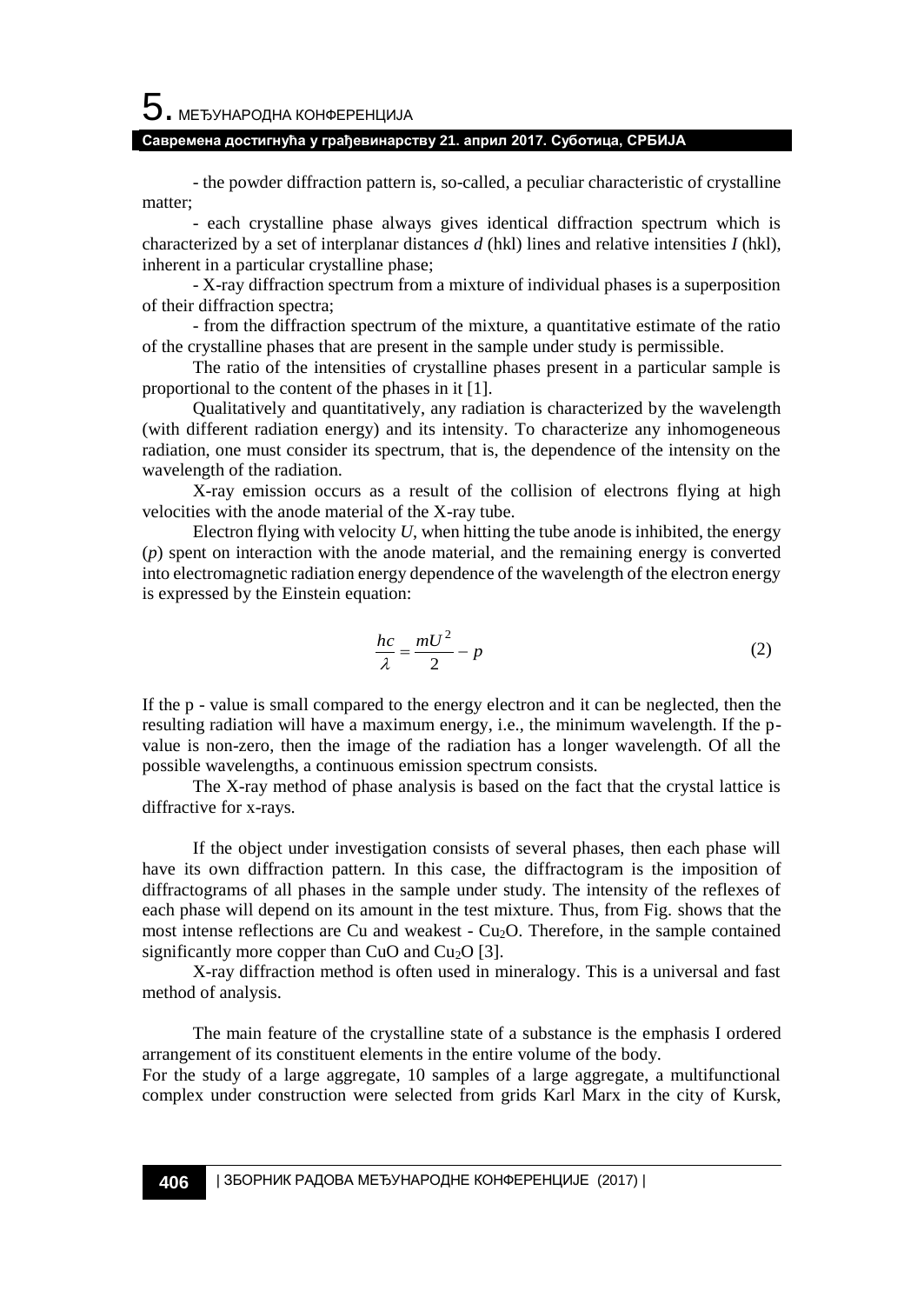- the powder diffraction pattern is, so-called, a peculiar characteristic of crystalline matter;

- each crystalline phase always gives identical diffraction spectrum which is characterized by a set of interplanar distances *d* (hkl) lines and relative intensities *I* (hkl), inherent in a particular crystalline phase;

- X-ray diffraction spectrum from a mixture of individual phases is a superposition of their diffraction spectra;

- from the diffraction spectrum of the mixture, a quantitative estimate of the ratio of the crystalline phases that are present in the sample under study is permissible.

The ratio of the intensities of crystalline phases present in a particular sample is proportional to the content of the phases in it [1].

Qualitatively and quantitatively, any radiation is characterized by the wavelength (with different radiation energy) and its intensity. To characterize any inhomogeneous radiation, one must consider its spectrum, that is, the dependence of the intensity on the wavelength of the radiation.

X-ray emission occurs as a result of the collision of electrons flying at high velocities with the anode material of the X-ray tube.

Electron flying with velocity $U$, when hitting the tube anode is inhibited, the energy ($p$) spent on interaction with the anode material, and the remaining energy is converted into electromagnetic radiation energy dependence of the wavelength of the electron energy is expressed by the Einstein equation:

$$\frac{hc}{\lambda} = \frac{mU^2}{2} - p \tag{2}$$

If the p - value is small compared to the energy electron and it can be neglected, then the resulting radiation will have a maximum energy, i.e., the minimum wavelength. If the p-value is non-zero, then the image of the radiation has a longer wavelength. Of all the possible wavelengths, a continuous emission spectrum consists.

The X-ray method of phase analysis is based on the fact that the crystal lattice is diffractive for x-rays.

If the object under investigation consists of several phases, then each phase will have its own diffraction pattern. In this case, the diffractogram is the imposition of diffractograms of all phases in the sample under study. The intensity of the reflexes of each phase will depend on its amount in the test mixture. Thus, from Fig. shows that the most intense reflections are Cu and weakest - $Cu_2O$. Therefore, in the sample contained significantly more copper than CuO and $Cu_2O$ [3].

X-ray diffraction method is often used in mineralogy. This is a universal and fast method of analysis.

The main feature of the crystalline state of a substance is the emphasis I ordered arrangement of its constituent elements in the entire volume of the body.

For the study of a large aggregate, 10 samples of a large aggregate, a multifunctional complex under construction were selected from grids Karl Marx in the city of Kursk,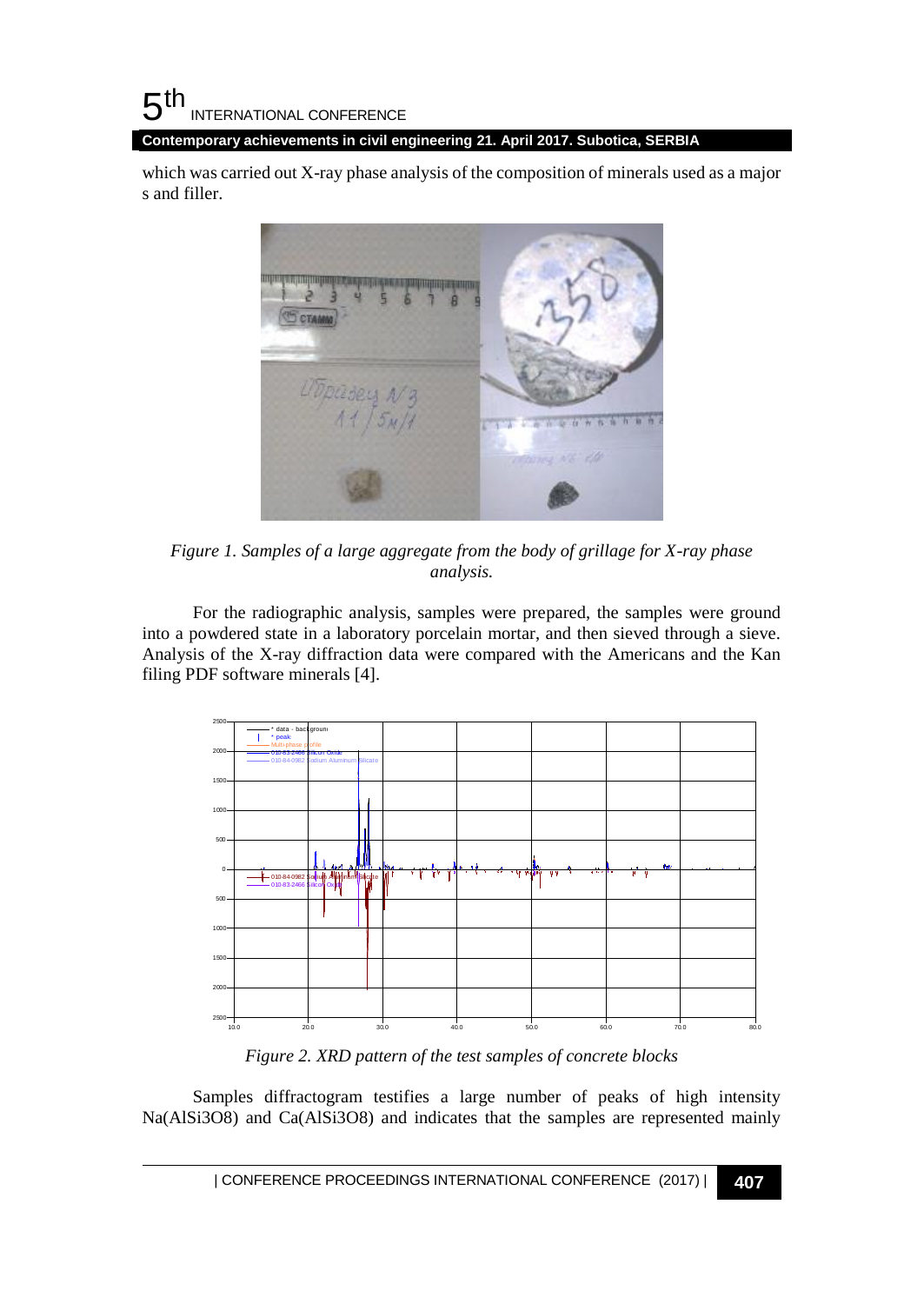which was carried out X-ray phase analysis of the composition of minerals used as a major s and filler.

*Figure 1. Samples of a large aggregate from the body of grillage for X-ray phase analysis.*

For the radiographic analysis, samples were prepared, the samples were ground into a powdered state in a laboratory porcelain mortar, and then sieved through a sieve. Analysis of the X-ray diffraction data were compared with the Americans and the Kan filing PDF software minerals [4].

*Figure 2. XRD pattern of the test samples of concrete blocks*

Samples diffractogram testifies a large number of peaks of high intensity $Na(AlSi_3O_8)$ and $Ca(AlSi_3O_8)$ and indicates that the samples are represented mainly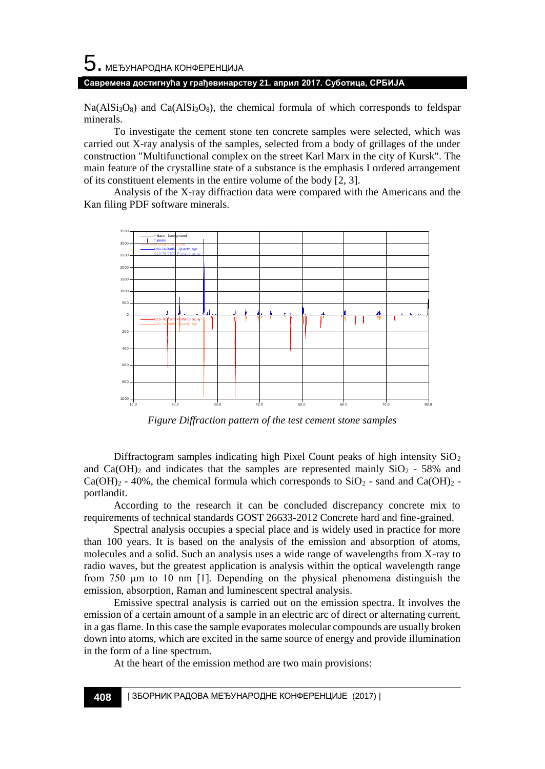$Na(AlSi_3O_8)$ and $Ca(AlSi_3O_8)$, the chemical formula of which corresponds to feldspar minerals.

To investigate the cement stone ten concrete samples were selected, which was carried out X-ray analysis of the samples, selected from a body of grillages of the under construction "Multifunctional complex on the street Karl Marx in the city of Kursk". The main feature of the crystalline state of a substance is the emphasis I ordered arrangement of its constituent elements in the entire volume of the body [2, 3].

Analysis of the X-ray diffraction data were compared with the Americans and the Kan filing PDF software minerals.

*Figure Diffraction pattern of the test cement stone samples*

Diffractogram samples indicating high Pixel Count peaks of high intensity $SiO_2$ and $Ca(OH)_2$ and indicates that the samples are represented mainly $SiO_2$ - 58% and $Ca(OH)_2$ - 40%, the chemical formula which corresponds to $SiO_2$ - sand and $Ca(OH)_2$ - portlandit.

According to the research it can be concluded discrepancy concrete mix to requirements of technical standards GOST 26633-2012 Concrete hard and fine-grained.

Spectral analysis occupies a special place and is widely used in practice for more than 100 years. It is based on the analysis of the emission and absorption of atoms, molecules and a solid. Such an analysis uses a wide range of wavelengths from X-ray to radio waves, but the greatest application is analysis within the optical wavelength range from 750 μm to 10 nm [1]. Depending on the physical phenomena distinguish the emission, absorption, Raman and luminescent spectral analysis.

Emissive spectral analysis is carried out on the emission spectra. It involves the emission of a certain amount of a sample in an electric arc of direct or alternating current, in a gas flame. In this case the sample evaporates molecular compounds are usually broken down into atoms, which are excited in the same source of energy and provide illumination in the form of a line spectrum.

At the heart of the emission method are two main provisions: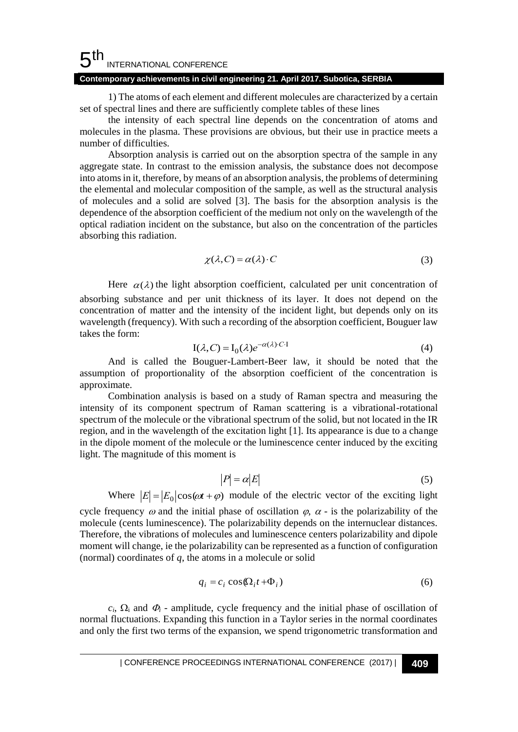1) The atoms of each element and different molecules are characterized by a certain set of spectral lines and there are sufficiently complete tables of these lines

the intensity of each spectral line depends on the concentration of atoms and molecules in the plasma. These provisions are obvious, but their use in practice meets a number of difficulties.

Absorption analysis is carried out on the absorption spectra of the sample in any aggregate state. In contrast to the emission analysis, the substance does not decompose into atoms in it, therefore, by means of an absorption analysis, the problems of determining the elemental and molecular composition of the sample, as well as the structural analysis of molecules and a solid are solved [3]. The basis for the absorption analysis is the dependence of the absorption coefficient of the medium not only on the wavelength of the optical radiation incident on the substance, but also on the concentration of the particles absorbing this radiation.

$$\chi(\lambda, C) = \alpha(\lambda) \cdot C \tag{3}$$

Here $\alpha(\lambda)$ the light absorption coefficient, calculated per unit concentration of absorbing substance and per unit thickness of its layer. It does not depend on the concentration of matter and the intensity of the incident light, but depends only on its wavelength (frequency). With such a recording of the absorption coefficient, Bouguer law takes the form:

$$\mathrm{I}(\lambda, C) = \mathrm{I}_0(\lambda) e^{-\alpha(\lambda) \cdot C \cdot \mathrm{I}} \tag{4}$$

And is called the Bouguer-Lambert-Beer law, it should be noted that the assumption of proportionality of the absorption coefficient of the concentration is approximate.

Combination analysis is based on a study of Raman spectra and measuring the intensity of its component spectrum of Raman scattering is a vibrational-rotational spectrum of the molecule or the vibrational spectrum of the solid, but not located in the IR region, and in the wavelength of the excitation light [1]. Its appearance is due to a change in the dipole moment of the molecule or the luminescence center induced by the exciting light. The magnitude of this moment is

$$|P| = \alpha |E| \tag{5}$$

Where $|E| = |E_0| \cos(\omega t + \varphi)$ module of the electric vector of the exciting light cycle frequency $\omega$ and the initial phase of oscillation $\varphi$, $\alpha$ - is the polarizability of the molecule (cents luminescence). The polarizability depends on the internuclear distances. Therefore, the vibrations of molecules and luminescence centers polarizability and dipole moment will change, ie the polarizability can be represented as a function of configuration (normal) coordinates of $q$, the atoms in a molecule or solid

$$q_i = c_i \cos(\Omega_i t + \Phi_i) \tag{6}$$

$c_i$, $\Omega_i$ and $\Phi_i$ - amplitude, cycle frequency and the initial phase of oscillation of normal fluctuations. Expanding this function in a Taylor series in the normal coordinates and only the first two terms of the expansion, we spend trigonometric transformation and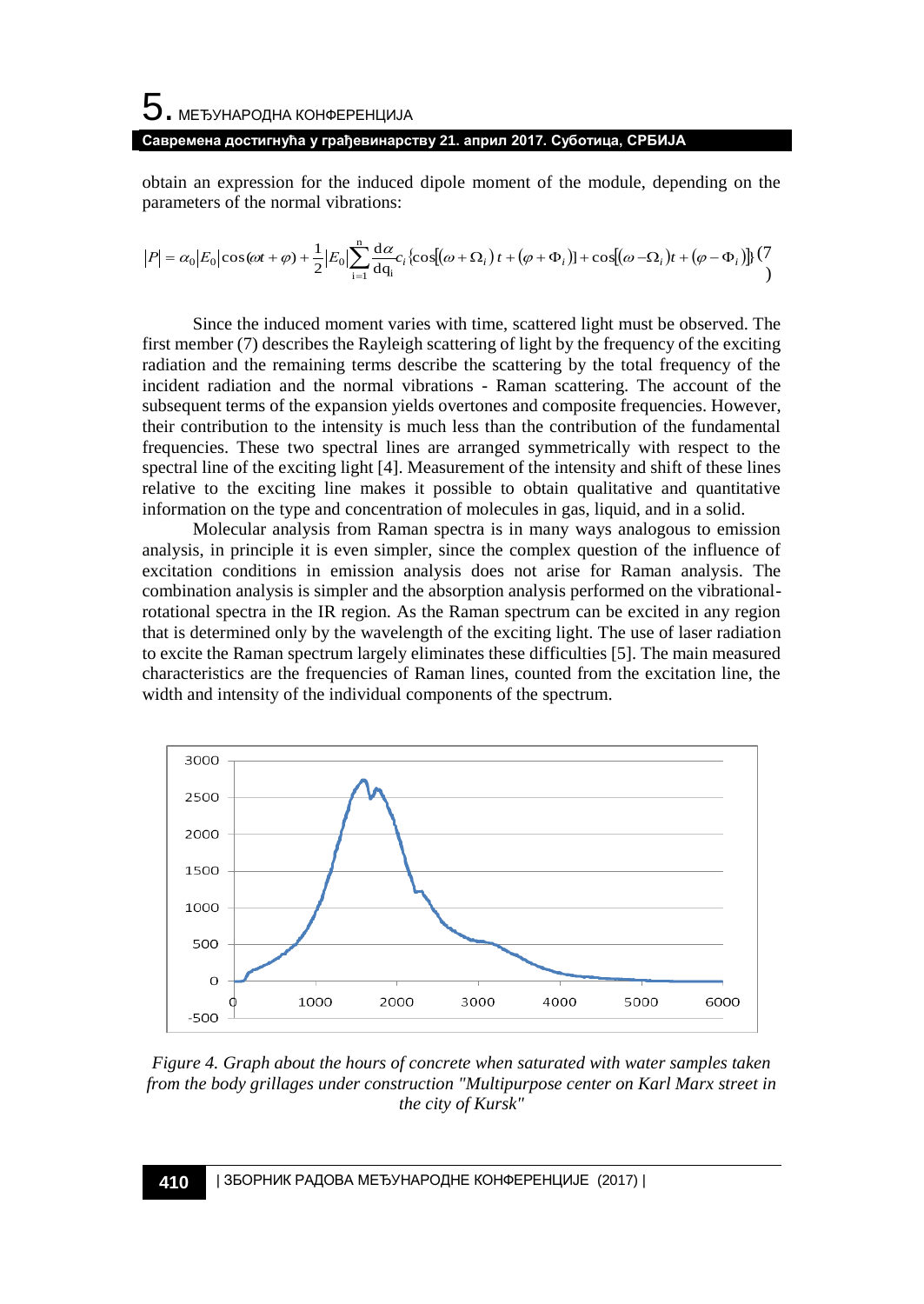obtain an expression for the induced dipole moment of the module, depending on the parameters of the normal vibrations:

$$|P| = \alpha_0 |E_0| \cos(\omega t + \varphi) + \frac{1}{2}|E_0| \sum_{i=1}^{n} \frac{d\alpha}{dq_i} c_i \{\cos[(\omega + \Omega_i)\, t + (\varphi + \Phi_i)] + \cos[(\omega - \Omega_i) t + (\varphi - \Phi_i)]\} \quad (7)$$

Since the induced moment varies with time, scattered light must be observed. The first member (7) describes the Rayleigh scattering of light by the frequency of the exciting radiation and the remaining terms describe the scattering by the total frequency of the incident radiation and the normal vibrations - Raman scattering. The account of the subsequent terms of the expansion yields overtones and composite frequencies. However, their contribution to the intensity is much less than the contribution of the fundamental frequencies. These two spectral lines are arranged symmetrically with respect to the spectral line of the exciting light [4]. Measurement of the intensity and shift of these lines relative to the exciting line makes it possible to obtain qualitative and quantitative information on the type and concentration of molecules in gas, liquid, and in a solid.

Molecular analysis from Raman spectra is in many ways analogous to emission analysis, in principle it is even simpler, since the complex question of the influence of excitation conditions in emission analysis does not arise for Raman analysis. The combination analysis is simpler and the absorption analysis performed on the vibrational-rotational spectra in the IR region. As the Raman spectrum can be excited in any region that is determined only by the wavelength of the exciting light. The use of laser radiation to excite the Raman spectrum largely eliminates these difficulties [5]. The main measured characteristics are the frequencies of Raman lines, counted from the excitation line, the width and intensity of the individual components of the spectrum.

*Figure 4. Graph about the hours of concrete when saturated with water samples taken from the body grillages under construction "Multipurpose center on Karl Marx street in the city of Kursk"*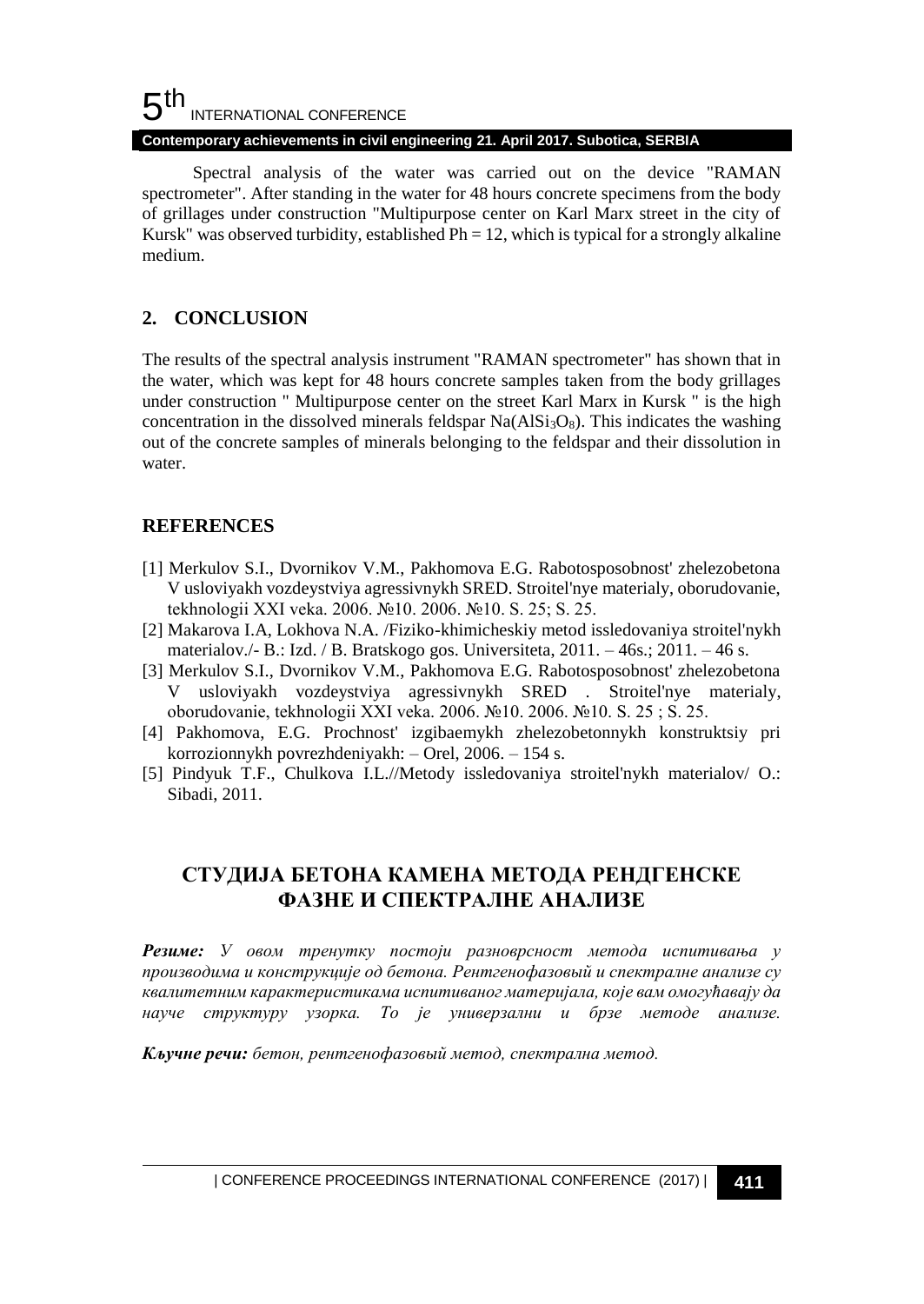Spectral analysis of the water was carried out on the device "RAMAN spectrometer". After standing in the water for 48 hours concrete specimens from the body of grillages under construction "Multipurpose center on Karl Marx street in the city of Kursk" was observed turbidity, established Ph = 12, which is typical for a strongly alkaline medium.

## 2. CONCLUSION

The results of the spectral analysis instrument "RAMAN spectrometer" has shown that in the water, which was kept for 48 hours concrete samples taken from the body grillages under construction " Multipurpose center on the street Karl Marx in Kursk " is the high concentration in the dissolved minerals feldspar $Na(AlSi_3O_8)$. This indicates the washing out of the concrete samples of minerals belonging to the feldspar and their dissolution in water.

## REFERENCES

[1] Merkulov S.I., Dvornikov V.M., Pakhomova E.G. Rabotosposobnost' zhelezobetona V usloviyakh vozdeystviya agressivnykh SRED. Stroitel'nye materialy, oborudovanie, tekhnologii XXI veka. 2006. №10. 2006. №10. S. 25; S. 25.

[2] Makarova I.A, Lokhova N.A. /Fiziko-khimicheskiy metod issledovaniya stroitel'nykh materialov./- B.: Izd. / B. Bratskogo gos. Universiteta, 2011. – 46s.; 2011. – 46 s.

[3] Merkulov S.I., Dvornikov V.M., Pakhomova E.G. Rabotosposobnost' zhelezobetona V usloviyakh vozdeystviya agressivnykh SRED . Stroitel'nye materialy, oborudovanie, tekhnologii XXI veka. 2006. №10. 2006. №10. S. 25 ; S. 25.

[4] Pakhomova, E.G. Prochnost' izgibaemykh zhelezobetonnykh konstruktsiy pri korrozionnykh povrezhdeniyakh: – Orel, 2006. – 154 s.

[5] Pindyuk T.F., Chulkova I.L.//Metody issledovaniya stroitel'nykh materialov/ O.: Sibadi, 2011.

# СТУДИЈА БЕТОНА КАМЕНА МЕТОДА РЕНДГЕНСКЕ ФАЗНЕ И СПЕКТРАЛНЕ АНАЛИЗЕ

***Резиме:*** *У овом тренутку постоји разноврсност метода испитивања у производима и конструкције од бетона. Рентгенофазовый и спектралне анализе су квалитетним карактеристикама испитиваног материјала, које вам омогућавају да науче структуру узорка. То је универзални и брзе методе анализе.*

***Кључне речи:*** *бетон, рентгенофазовый метод, спектрална метод.*